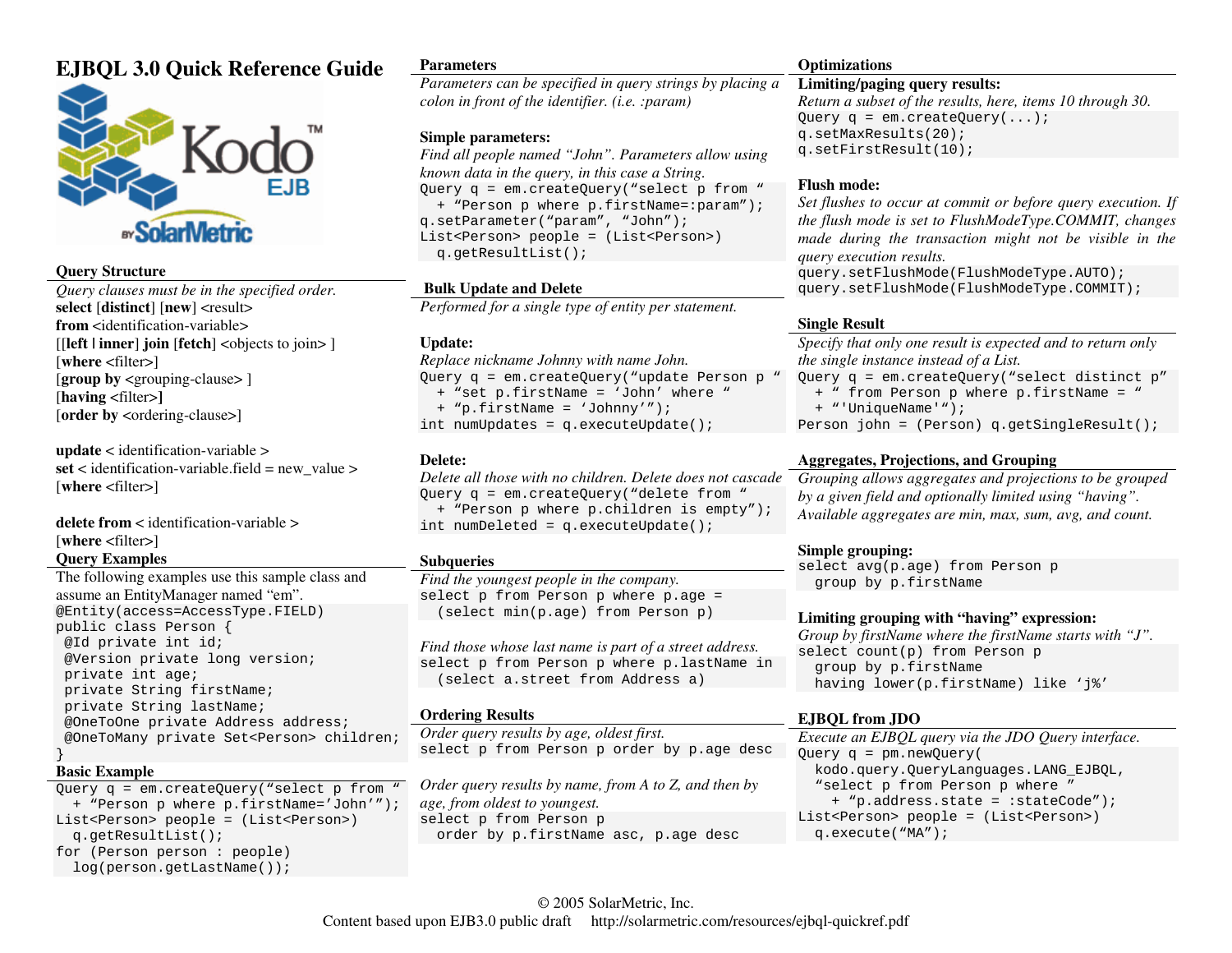# EJBQL 3.0 Quick Reference Guide

## Query Structure

*Query clauses must be in the specified order.*

**select** [**distinct**] [**new**] <result>
**from** <identification-variable>
[[**left | inner**] **join** [**fetch**] <objects to join> ]
[**where** <filter>]
[**group by** <grouping-clause> ]
[**having** <filter>**]**
[**order by** <ordering-clause>]

**update** < identification-variable >
**set** < identification-variable.field = new_value >
[**where** <filter>]

**delete from** < identification-variable >
[**where** <filter>]

## Query Examples

The following examples use this sample class and assume an EntityManager named "em".

```
@Entity(access=AccessType.FIELD)
public class Person {
 @Id private int id;
 @Version private long version;
 private int age;
 private String firstName;
 private String lastName;
 @OneToOne private Address address;
 @OneToMany private Set<Person> children;
}
```

## Basic Example

```
Query q = em.createQuery("select p from "
  + "Person p where p.firstName='John'");
List<Person> people = (List<Person>)
  q.getResultList();
for (Person person : people)
  log(person.getLastName());
```

## Parameters

*Parameters can be specified in query strings by placing a colon in front of the identifier. (i.e. :param)*

### Simple parameters:

*Find all people named "John". Parameters allow using known data in the query, in this case a String.*

```
Query q = em.createQuery("select p from "
  + "Person p where p.firstName=:param");
q.setParameter("param", "John");
List<Person> people = (List<Person>)
  q.getResultList();
```

## Bulk Update and Delete

*Performed for a single type of entity per statement.*

### Update:

*Replace nickname Johnny with name John.*

```
Query q = em.createQuery("update Person p "
  + "set p.firstName = 'John' where "
  + "p.firstName = 'Johnny'");
int numUpdates = q.executeUpdate();
```

### Delete:

*Delete all those with no children. Delete does not cascade*

```
Query q = em.createQuery("delete from "
  + "Person p where p.children is empty");
int numDeleted = q.executeUpdate();
```

## Subqueries

*Find the youngest people in the company.*

```
select p from Person p where p.age =
  (select min(p.age) from Person p)
```

*Find those whose last name is part of a street address.*

```
select p from Person p where p.lastName in
  (select a.street from Address a)
```

## Ordering Results

*Order query results by age, oldest first.*

```
select p from Person p order by p.age desc
```

*Order query results by name, from A to Z, and then by age, from oldest to youngest.*

```
select p from Person p
  order by p.firstName asc, p.age desc
```

## Optimizations

### Limiting/paging query results:

*Return a subset of the results, here, items 10 through 30.*

```
Query q = em.createQuery(...);
q.setMaxResults(20);
q.setFirstResult(10);
```

### Flush mode:

*Set flushes to occur at commit or before query execution. If the flush mode is set to FlushModeType.COMMIT, changes made during the transaction might not be visible in the query execution results.*

```
query.setFlushMode(FlushModeType.AUTO);
query.setFlushMode(FlushModeType.COMMIT);
```

## Single Result

*Specify that only one result is expected and to return only the single instance instead of a List.*

```
Query q = em.createQuery("select distinct p"
  + " from Person p where p.firstName = "
  + "'UniqueName'");
Person john = (Person) q.getSingleResult();
```

## Aggregates, Projections, and Grouping

*Grouping allows aggregates and projections to be grouped by a given field and optionally limited using "having". Available aggregates are min, max, sum, avg, and count.*

### Simple grouping:

```
select avg(p.age) from Person p
  group by p.firstName
```

### Limiting grouping with "having" expression:

*Group by firstName where the firstName starts with "J".*

```
select count(p) from Person p
  group by p.firstName
  having lower(p.firstName) like 'j%'
```

## EJBQL from JDO

*Execute an EJBQL query via the JDO Query interface.*

```
Query q = pm.newQuery(
  kodo.query.QueryLanguages.LANG_EJBQL,
  "select p from Person p where "
    + "p.address.state = :stateCode");
List<Person> people = (List<Person>)
  q.execute("MA");
```

© 2005 SolarMetric, Inc.
Content based upon EJB3.0 public draft http://solarmetric.com/resources/ejbql-quickref.pdf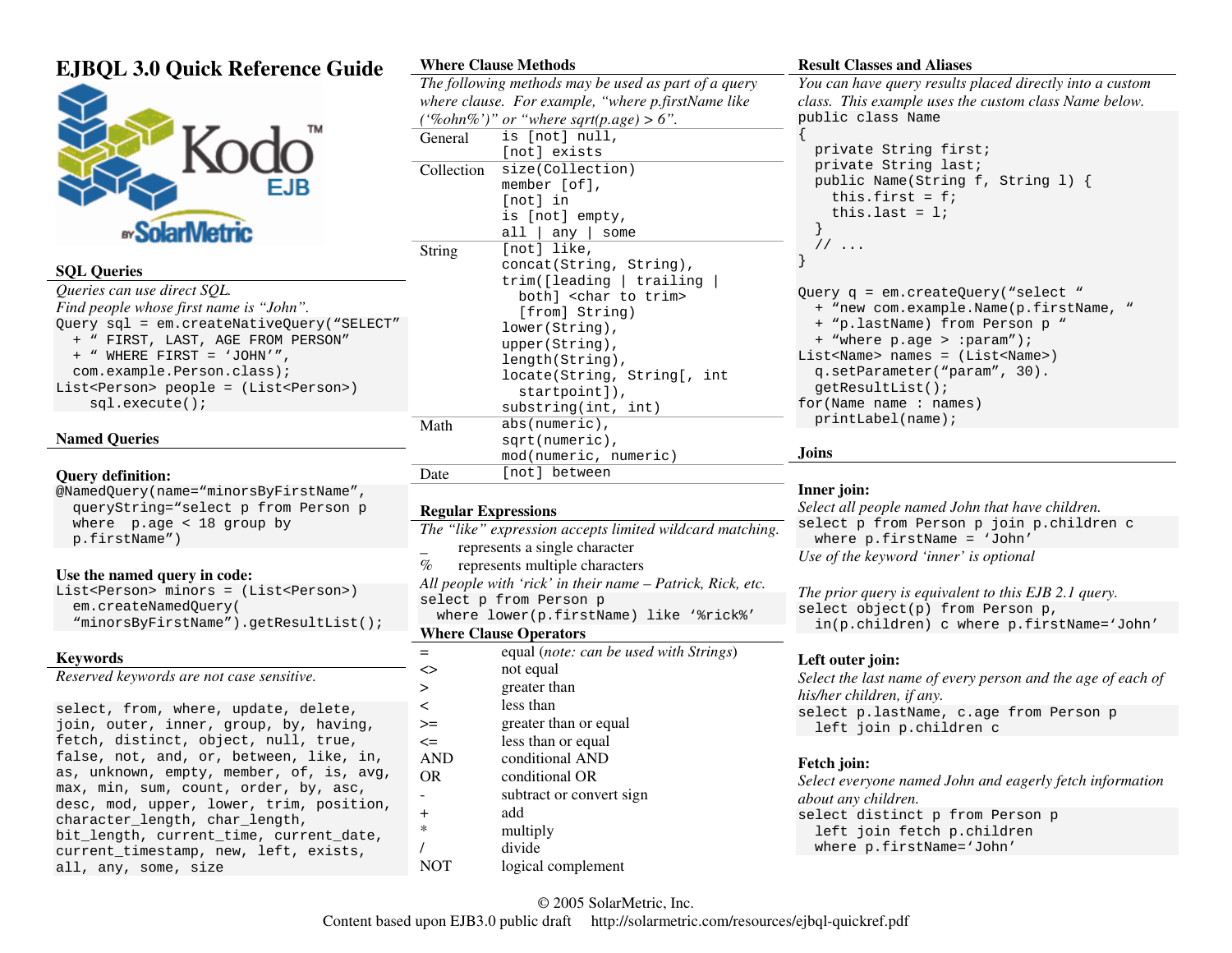# EJBQL 3.0 Quick Reference Guide

## SQL Queries

*Queries can use direct SQL.*
*Find people whose first name is "John".*

```
Query sql = em.createNativeQuery("SELECT"
  + " FIRST, LAST, AGE FROM PERSON"
  + " WHERE FIRST = 'JOHN'",
  com.example.Person.class);
List<Person> people = (List<Person>)
    sql.execute();
```

## Named Queries

**Query definition:**

```
@NamedQuery(name="minorsByFirstName",
  queryString="select p from Person p
  where  p.age < 18 group by
  p.firstName")
```

**Use the named query in code:**

```
List<Person> minors = (List<Person>)
  em.createNamedQuery(
  "minorsByFirstName").getResultList();
```

## Keywords

*Reserved keywords are not case sensitive.*

```
select, from, where, update, delete,
join, outer, inner, group, by, having,
fetch, distinct, object, null, true,
false, not, and, or, between, like, in,
as, unknown, empty, member, of, is, avg,
max, min, sum, count, order, by, asc,
desc, mod, upper, lower, trim, position,
character_length, char_length,
bit_length, current_time, current_date,
current_timestamp, new, left, exists,
all, any, some, size
```

## Where Clause Methods

*The following methods may be used as part of a query where clause. For example, "where p.firstName like ('%ohn%')" or "where sqrt(p.age) > 6".*

| | |
|---|---|
| General | `is [not] null,` `[not] exists` |
| Collection | `size(Collection)` `member [of],` `[not] in` `is [not] empty,` `all \| any \| some` |
| String | `[not] like,` `concat(String, String),` `trim([leading \| trailing \| both] <char to trim> [from] String)` `lower(String),` `upper(String),` `length(String),` `locate(String, String[, int startpoint]),` `substring(int, int)` |
| Math | `abs(numeric),` `sqrt(numeric),` `mod(numeric, numeric)` |
| Date | `[not] between` |

## Regular Expressions

*The "like" expression accepts limited wildcard matching.*

_ represents a single character
% represents multiple characters

*All people with 'rick' in their name – Patrick, Rick, etc.*

```
select p from Person p
  where lower(p.firstName) like '%rick%'
```

## Where Clause Operators

| | |
|---|---|
| = | equal (*note: can be used with Strings*) |
| <> | not equal |
| > | greater than |
| < | less than |
| >= | greater than or equal |
| <= | less than or equal |
| AND | conditional AND |
| OR | conditional OR |
| - | subtract or convert sign |
| + | add |
| * | multiply |
| / | divide |
| NOT | logical complement |

## Result Classes and Aliases

*You can have query results placed directly into a custom class. This example uses the custom class Name below.*

```
public class Name
{
  private String first;
  private String last;
  public Name(String f, String l) {
    this.first = f;
    this.last = l;
  }
  // ...
}

Query q = em.createQuery("select "
  + "new com.example.Name(p.firstName, "
  + "p.lastName) from Person p "
  + "where p.age > :param");
List<Name> names = (List<Name>)
  q.setParameter("param", 30).
  getResultList();
for(Name name : names)
  printLabel(name);
```

## Joins

**Inner join:**

*Select all people named John that have children.*

```
select p from Person p join p.children c
  where p.firstName = 'John'
```

*Use of the keyword 'inner' is optional*

*The prior query is equivalent to this EJB 2.1 query.*

```
select object(p) from Person p,
  in(p.children) c where p.firstName='John'
```

**Left outer join:**

*Select the last name of every person and the age of each of his/her children, if any.*

```
select p.lastName, c.age from Person p
  left join p.children c
```

**Fetch join:**

*Select everyone named John and eagerly fetch information about any children.*

```
select distinct p from Person p
  left join fetch p.children
  where p.firstName='John'
```

© 2005 SolarMetric, Inc.
Content based upon EJB3.0 public draft    http://solarmetric.com/resources/ejbql-quickref.pdf